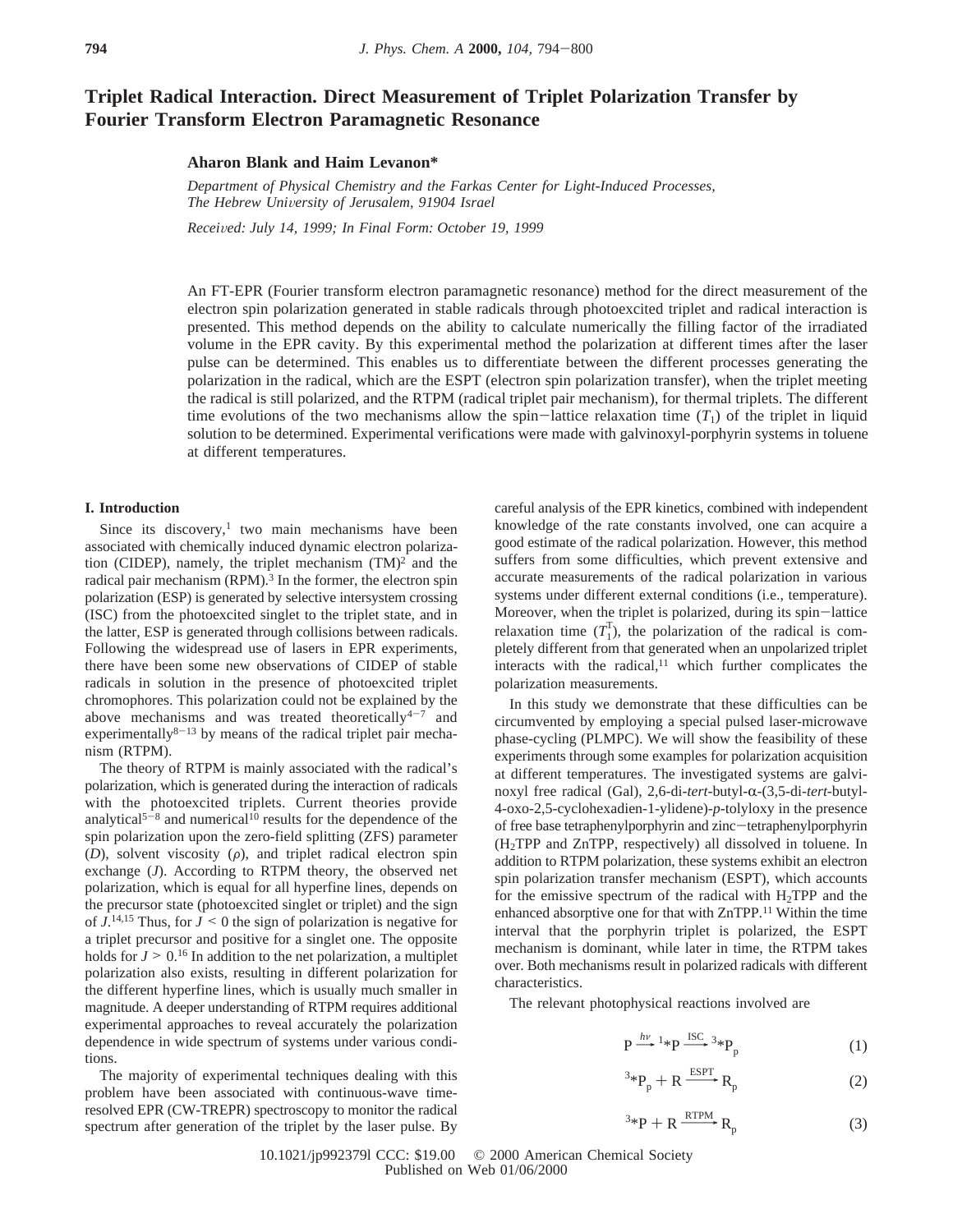# Triplet Radical Interaction. Direct Measurement of Triplet Polarization Transfer by Fourier Transform Electron Paramagnetic Resonance

**Aharon Blank and Haim Levanon***

*Department of Physical Chemistry and the Farkas Center for Light-Induced Processes, The Hebrew University of Jerusalem, 91904 Israel*

*Received: July 14, 1999; In Final Form: October 19, 1999*

An FT-EPR (Fourier transform electron paramagnetic resonance) method for the direct measurement of the electron spin polarization generated in stable radicals through photoexcited triplet and radical interaction is presented. This method depends on the ability to calculate numerically the filling factor of the irradiated volume in the EPR cavity. By this experimental method the polarization at different times after the laser pulse can be determined. This enables us to differentiate between the different processes generating the polarization in the radical, which are the ESPT (electron spin polarization transfer), when the triplet meeting the radical is still polarized, and the RTPM (radical triplet pair mechanism), for thermal triplets. The different time evolutions of the two mechanisms allow the spin−lattice relaxation time ($T_1$) of the triplet in liquid solution to be determined. Experimental verifications were made with galvinoxyl-porphyrin systems in toluene at different temperatures.

## I. Introduction

Since its discovery,[1] two main mechanisms have been associated with chemically induced dynamic electron polarization (CIDEP), namely, the triplet mechanism (TM)[2] and the radical pair mechanism (RPM).[3] In the former, the electron spin polarization (ESP) is generated by selective intersystem crossing (ISC) from the photoexcited singlet to the triplet state, and in the latter, ESP is generated through collisions between radicals. Following the widespread use of lasers in EPR experiments, there have been some new observations of CIDEP of stable radicals in solution in the presence of photoexcited triplet chromophores. This polarization could not be explained by the above mechanisms and was treated theoretically[4−7] and experimentally[8−13] by means of the radical triplet pair mechanism (RTPM).

The theory of RTPM is mainly associated with the radical's polarization, which is generated during the interaction of radicals with the photoexcited triplets. Current theories provide analytical[5−8] and numerical[10] results for the dependence of the spin polarization upon the zero-field splitting (ZFS) parameter ($D$), solvent viscosity ($\rho$), and triplet radical electron spin exchange ($J$). According to RTPM theory, the observed net polarization, which is equal for all hyperfine lines, depends on the precursor state (photoexcited singlet or triplet) and the sign of $J$.[14,15] Thus, for $J < 0$ the sign of polarization is negative for a triplet precursor and positive for a singlet one. The opposite holds for $J > 0$.[16] In addition to the net polarization, a multiplet polarization also exists, resulting in different polarization for the different hyperfine lines, which is usually much smaller in magnitude. A deeper understanding of RTPM requires additional experimental approaches to reveal accurately the polarization dependence in wide spectrum of systems under various conditions.

The majority of experimental techniques dealing with this problem have been associated with continuous-wave time-resolved EPR (CW-TREPR) spectroscopy to monitor the radical spectrum after generation of the triplet by the laser pulse. By careful analysis of the EPR kinetics, combined with independent knowledge of the rate constants involved, one can acquire a good estimate of the radical polarization. However, this method suffers from some difficulties, which prevent extensive and accurate measurements of the radical polarization in various systems under different external conditions (i.e., temperature). Moreover, when the triplet is polarized, during its spin−lattice relaxation time ($T_1^T$), the polarization of the radical is completely different from that generated when an unpolarized triplet interacts with the radical,[11] which further complicates the polarization measurements.

In this study we demonstrate that these difficulties can be circumvented by employing a special pulsed laser-microwave phase-cycling (PLMPC). We will show the feasibility of these experiments through some examples for polarization acquisition at different temperatures. The investigated systems are galvinoxyl free radical (Gal), 2,6-di-*tert*-butyl-α-(3,5-di-*tert*-butyl-4-oxo-2,5-cyclohexadien-1-ylidene)-*p*-tolyloxy in the presence of free base tetraphenylporphyrin and zinc−tetraphenylporphyrin ($H_2$TPP and ZnTPP, respectively) all dissolved in toluene. In addition to RTPM polarization, these systems exhibit an electron spin polarization transfer mechanism (ESPT), which accounts for the emissive spectrum of the radical with $H_2$TPP and the enhanced absorptive one for that with ZnTPP.[11] Within the time interval that the porphyrin triplet is polarized, the ESPT mechanism is dominant, while later in time, the RTPM takes over. Both mechanisms result in polarized radicals with different characteristics.

The relevant photophysical reactions involved are

$$\mathrm{P} \xrightarrow{h\nu} {}^{1*}\mathrm{P} \xrightarrow{\mathrm{ISC}} {}^{3*}\mathrm{P}_{\mathrm{p}} \tag{1}$$

$${}^{3*}\mathrm{P}_{\mathrm{p}} + \mathrm{R} \xrightarrow{\mathrm{ESPT}} \mathrm{R}_{\mathrm{p}} \tag{2}$$

$${}^{3*}\mathrm{P} + \mathrm{R} \xrightarrow{\mathrm{RTPM}} \mathrm{R}_{\mathrm{p}} \tag{3}$$

10.1021/jp992379l CCC: $19.00 © 2000 American Chemical Society
Published on Web 01/06/2000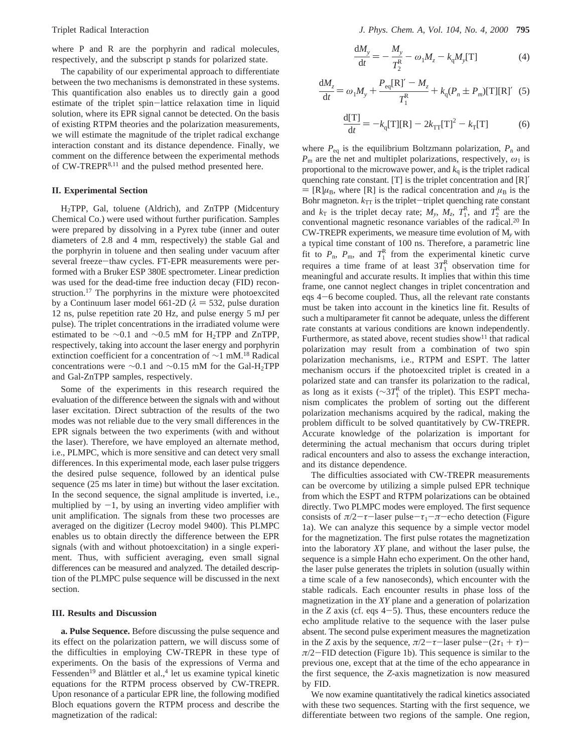where P and R are the porphyrin and radical molecules, respectively, and the subscript p stands for polarized state.

The capability of our experimental approach to differentiate between the two mechanisms is demonstrated in these systems. This quantification also enables us to directly gain a good estimate of the triplet spin–lattice relaxation time in liquid solution, where its EPR signal cannot be detected. On the basis of existing RTPM theories and the polarization measurements, we will estimate the magnitude of the triplet radical exchange interaction constant and its distance dependence. Finally, we comment on the difference between the experimental methods of CW-TREPR[8,11] and the pulsed method presented here.

## II. Experimental Section

$H_2TPP$, Gal, toluene (Aldrich), and ZnTPP (Midcentury Chemical Co.) were used without further purification. Samples were prepared by dissolving in a Pyrex tube (inner and outer diameters of 2.8 and 4 mm, respectively) the stable Gal and the porphyrin in toluene and then sealing under vacuum after several freeze–thaw cycles. FT-EPR measurements were performed with a Bruker ESP 380E spectrometer. Linear prediction was used for the dead-time free induction decay (FID) reconstruction.[17] The porphyrins in the mixture were photoexcited by a Continuum laser model 661-2D ($\lambda = 532$, pulse duration 12 ns, pulse repetition rate 20 Hz, and pulse energy 5 mJ per pulse). The triplet concentrations in the irradiated volume were estimated to be ~0.1 and ~0.5 mM for $H_2TPP$ and ZnTPP, respectively, taking into account the laser energy and porphyrin extinction coefficient for a concentration of ~1 mM.[18] Radical concentrations were ~0.1 and ~0.15 mM for the Gal-$H_2TPP$ and Gal-ZnTPP samples, respectively.

Some of the experiments in this research required the evaluation of the difference between the signals with and without laser excitation. Direct subtraction of the results of the two modes was not reliable due to the very small differences in the EPR signals between the two experiments (with and without the laser). Therefore, we have employed an alternate method, i.e., PLMPC, which is more sensitive and can detect very small differences. In this experimental mode, each laser pulse triggers the desired pulse sequence, followed by an identical pulse sequence (25 ms later in time) but without the laser excitation. In the second sequence, the signal amplitude is inverted, i.e., multiplied by −1, by using an inverting video amplifier with unit amplification. The signals from these two processes are averaged on the digitizer (Lecroy model 9400). This PLMPC enables us to obtain directly the difference between the EPR signals (with and without photoexcitation) in a single experiment. Thus, with sufficient averaging, even small signal differences can be measured and analyzed. The detailed description of the PLMPC pulse sequence will be discussed in the next section.

## III. Results and Discussion

**a. Pulse Sequence.** Before discussing the pulse sequence and its effect on the polarization pattern, we will discuss some of the difficulties in employing CW-TREPR in these type of experiments. On the basis of the expressions of Verma and Fessenden[19] and Blättler et al.,[4] let us examine typical kinetic equations for the RTPM process observed by CW-TREPR. Upon resonance of a particular EPR line, the following modified Bloch equations govern the RTPM process and describe the magnetization of the radical:

$$\frac{dM_y}{dt} = -\frac{M_y}{T_2^R} - \omega_1 M_z - k_q M_y[T] \tag{4}$$

$$\frac{dM_z}{dt} = \omega_1 M_y + \frac{P_{eq}[R]' - M_z}{T_1^R} + k_q(P_n \pm P_m)[T][R]' \tag{5}$$

$$\frac{d[T]}{dt} = -k_q[T][R] - 2k_{TT}[T]^2 - k_T[T] \tag{6}$$

where $P_{eq}$ is the equilibrium Boltzmann polarization, $P_n$ and $P_m$ are the net and multiplet polarizations, respectively, $\omega_1$ is proportional to the microwave power, and $k_q$ is the triplet radical quenching rate constant. [T] is the triplet concentration and $[R]' = [R]\mu_B$, where [R] is the radical concentration and $\mu_B$ is the Bohr magneton. $k_{TT}$ is the triplet–triplet quenching rate constant and $k_T$ is the triplet decay rate; $M_y$, $M_z$, $T_1^R$, and $T_2^R$ are the conventional magnetic resonance variables of the radical.[20] In CW-TREPR experiments, we measure time evolution of $M_y$ with a typical time constant of 100 ns. Therefore, a parametric line fit to $P_n$, $P_m$, and $T_1^R$ from the experimental kinetic curve requires a time frame of at least $3T_1^R$ observation time for meaningful and accurate results. It implies that within this time frame, one cannot neglect changes in triplet concentration and eqs 4–6 become coupled. Thus, all the relevant rate constants must be taken into account in the kinetics line fit. Results of such a multiparameter fit cannot be adequate, unless the different rate constants at various conditions are known independently. Furthermore, as stated above, recent studies show[11] that radical polarization may result from a combination of two spin polarization mechanisms, i.e., RTPM and ESPT. The latter mechanism occurs if the photoexcited triplet is created in a polarized state and can transfer its polarization to the radical, as long as it exists (~$3T_1^R$ of the triplet). This ESPT mechanism complicates the problem of sorting out the different polarization mechanisms acquired by the radical, making the problem difficult to be solved quantitatively by CW-TREPR. Accurate knowledge of the polarization is important for determining the actual mechanism that occurs during triplet radical encounters and also to assess the exchange interaction, and its distance dependence.

The difficulties associated with CW-TREPR measurements can be overcome by utilizing a simple pulsed EPR technique from which the ESPT and RTPM polarizations can be obtained directly. Two PLMPC modes were employed. The first sequence consists of $\pi/2-\tau-$laser pulse$-\tau_1-\pi-$echo detection (Figure 1a). We can analyze this sequence by a simple vector model for the magnetization. The first pulse rotates the magnetization into the laboratory *XY* plane, and without the laser pulse, the sequence is a simple Hahn echo experiment. On the other hand, the laser pulse generates the triplets in solution (usually within a time scale of a few nanoseconds), which encounter with the stable radicals. Each encounter results in phase loss of the magnetization in the *XY* plane and a generation of polarization in the *Z* axis (cf. eqs 4–5). Thus, these encounters reduce the echo amplitude relative to the sequence with the laser pulse absent. The second pulse experiment measures the magnetization in the *Z* axis by the sequence, $\pi/2-\tau-$laser pulse$-(2\tau_1 + \tau)-\pi/2-$FID detection (Figure 1b). This sequence is similar to the previous one, except that at the time of the echo appearance in the first sequence, the *Z*-axis magnetization is now measured by FID.

We now examine quantitatively the radical kinetics associated with these two sequences. Starting with the first sequence, we differentiate between two regions of the sample. One region,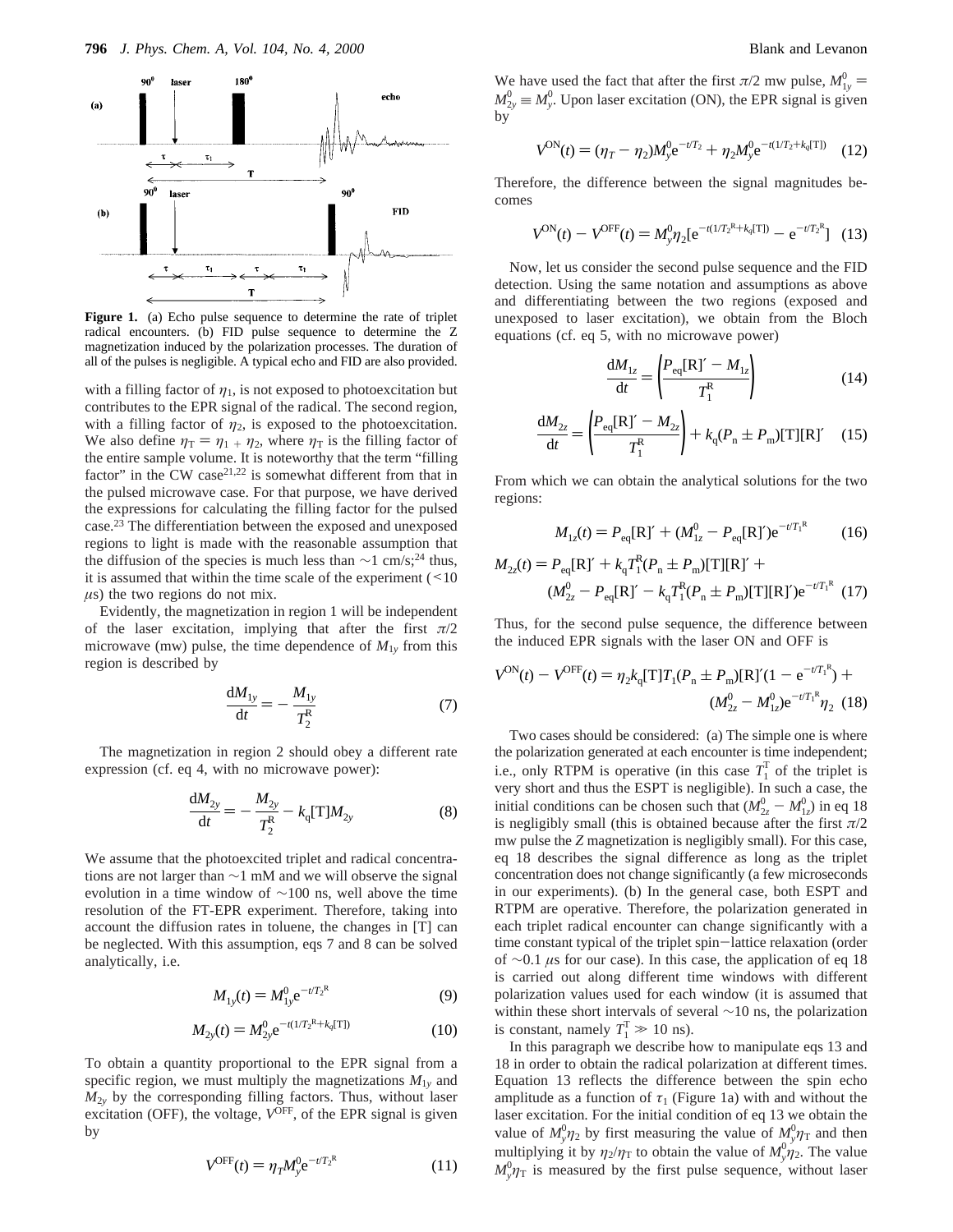**Figure 1.** (a) Echo pulse sequence to determine the rate of triplet radical encounters. (b) FID pulse sequence to determine the Z magnetization induced by the polarization processes. The duration of all of the pulses is negligible. A typical echo and FID are also provided.

with a filling factor of $\eta_1$, is not exposed to photoexcitation but contributes to the EPR signal of the radical. The second region, with a filling factor of $\eta_2$, is exposed to the photoexcitation. We also define $\eta_T = \eta_1 + \eta_2$, where $\eta_T$ is the filling factor of the entire sample volume. It is noteworthy that the term "filling factor" in the CW case[21,22] is somewhat different from that in the pulsed microwave case. For that purpose, we have derived the expressions for calculating the filling factor for the pulsed case.[23] The differentiation between the exposed and unexposed regions to light is made with the reasonable assumption that the diffusion of the species is much less than ~1 cm/s;[24] thus, it is assumed that within the time scale of the experiment (<10 $\mu$s) the two regions do not mix.

Evidently, the magnetization in region 1 will be independent of the laser excitation, implying that after the first $\pi/2$ microwave (mw) pulse, the time dependence of $M_{1y}$ from this region is described by

$$\frac{dM_{1y}}{dt} = -\frac{M_{1y}}{T_2^R} \quad (7)$$

The magnetization in region 2 should obey a different rate expression (cf. eq 4, with no microwave power):

$$\frac{dM_{2y}}{dt} = -\frac{M_{2y}}{T_2^R} - k_q[T]M_{2y} \quad (8)$$

We assume that the photoexcited triplet and radical concentrations are not larger than ~1 mM and we will observe the signal evolution in a time window of ~100 ns, well above the time resolution of the FT-EPR experiment. Therefore, taking into account the diffusion rates in toluene, the changes in [T] can be neglected. With this assumption, eqs 7 and 8 can be solved analytically, i.e.

$$M_{1y}(t) = M_{1y}^0 e^{-t/T_2^R} \quad (9)$$

$$M_{2y}(t) = M_{2y}^0 e^{-t(1/T_2^R + k_q[T])} \quad (10)$$

To obtain a quantity proportional to the EPR signal from a specific region, we must multiply the magnetizations $M_{1y}$ and $M_{2y}$ by the corresponding filling factors. Thus, without laser excitation (OFF), the voltage, $V^{OFF}$, of the EPR signal is given by

$$V^{OFF}(t) = \eta_T M_y^0 e^{-t/T_2^R} \quad (11)$$

We have used the fact that after the first $\pi/2$ mw pulse, $M_{1y}^0 = M_{2y}^0 \equiv M_y^0$. Upon laser excitation (ON), the EPR signal is given by

$$V^{ON}(t) = (\eta_T - \eta_2)M_y^0 e^{-t/T_2} + \eta_2 M_y^0 e^{-t(1/T_2 + k_q[T])} \quad (12)$$

Therefore, the difference between the signal magnitudes becomes

$$V^{ON}(t) - V^{OFF}(t) = M_y^0 \eta_2 [e^{-t(1/T_2^R + k_q[T])} - e^{-t/T_2^R}] \quad (13)$$

Now, let us consider the second pulse sequence and the FID detection. Using the same notation and assumptions as above and differentiating between the two regions (exposed and unexposed to laser excitation), we obtain from the Bloch equations (cf. eq 5, with no microwave power)

$$\frac{dM_{1z}}{dt} = \left(\frac{P_{eq}[R]' - M_{1z}}{T_1^R}\right) \quad (14)$$

$$\frac{dM_{2z}}{dt} = \left(\frac{P_{eq}[R]' - M_{2z}}{T_1^R}\right) + k_q(P_n \pm P_m)[T][R]' \quad (15)$$

From which we can obtain the analytical solutions for the two regions:

$$M_{1z}(t) = P_{eq}[R]' + (M_{1z}^0 - P_{eq}[R]')e^{-t/T_1^R} \quad (16)$$

$$M_{2z}(t) = P_{eq}[R]' + k_q T_1^R (P_n \pm P_m)[T][R]' + (M_{2z}^0 - P_{eq}[R]' - k_q T_1^R (P_n \pm P_m)[T][R]')e^{-t/T_1^R} \quad (17)$$

Thus, for the second pulse sequence, the difference between the induced EPR signals with the laser ON and OFF is

$$V^{ON}(t) - V^{OFF}(t) = \eta_2 k_q [T] T_1 (P_n \pm P_m)[R]'(1 - e^{-t/T_1^R}) + (M_{2z}^0 - M_{1z}^0)e^{-t/T_1^R}\eta_2 \quad (18)$$

Two cases should be considered: (a) The simple one is where the polarization generated at each encounter is time independent; i.e., only RTPM is operative (in this case $T_1^T$ of the triplet is very short and thus the ESPT is negligible). In such a case, the initial conditions can be chosen such that $(M_{2z}^0 - M_{1z}^0)$ in eq 18 is negligibly small (this is obtained because after the first $\pi/2$ mw pulse the *Z* magnetization is negligibly small). For this case, eq 18 describes the signal difference as long as the triplet concentration does not change significantly (a few microseconds in our experiments). (b) In the general case, both ESPT and RTPM are operative. Therefore, the polarization generated in each triplet radical encounter can change significantly with a time constant typical of the triplet spin–lattice relaxation (order of ~0.1 $\mu$s for our case). In this case, the application of eq 18 is carried out along different time windows with different polarization values used for each window (it is assumed that within these short intervals of several ~10 ns, the polarization is constant, namely $T_1^T \gg 10$ ns).

In this paragraph we describe how to manipulate eqs 13 and 18 in order to obtain the radical polarization at different times. Equation 13 reflects the difference between the spin echo amplitude as a function of $\tau_1$ (Figure 1a) with and without the laser excitation. For the initial condition of eq 13 we obtain the value of $M_y^0\eta_2$ by first measuring the value of $M_y^0\eta_T$ and then multiplying it by $\eta_2/\eta_T$ to obtain the value of $M_y^0\eta_2$. The value $M_y^0\eta_T$ is measured by the first pulse sequence, without laser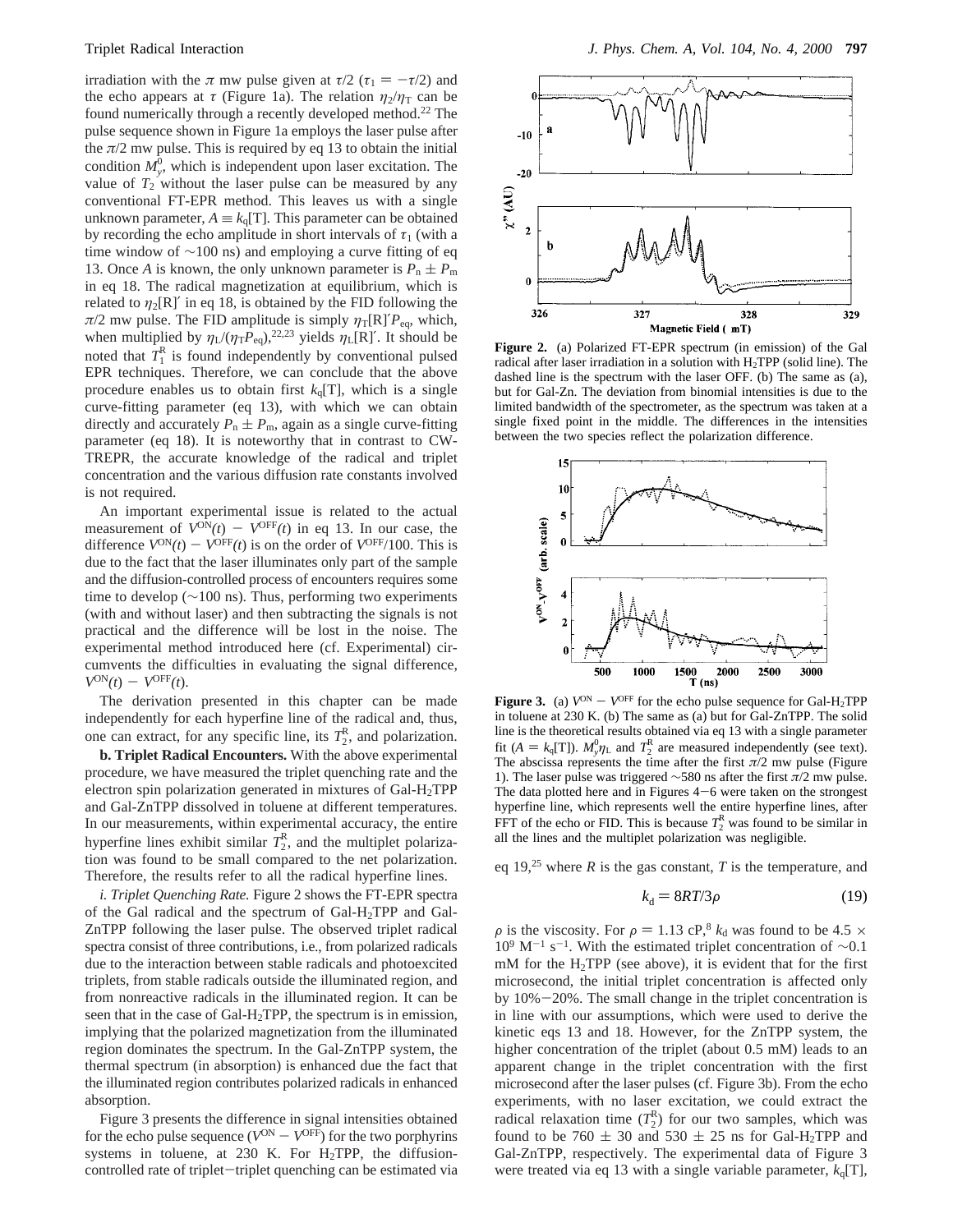irradiation with the $\pi$ mw pulse given at $\tau/2$ ($\tau_1 = -\tau/2$) and the echo appears at $\tau$ (Figure 1a). The relation $\eta_2/\eta_T$ can be found numerically through a recently developed method.[22] The pulse sequence shown in Figure 1a employs the laser pulse after the $\pi/2$ mw pulse. This is required by eq 13 to obtain the initial condition $M_y^0$, which is independent upon laser excitation. The value of $T_2$ without the laser pulse can be measured by any conventional FT-EPR method. This leaves us with a single unknown parameter, $A \equiv k_q[T]$. This parameter can be obtained by recording the echo amplitude in short intervals of $\tau_1$ (with a time window of ~100 ns) and employing a curve fitting of eq 13. Once $A$ is known, the only unknown parameter is $P_n \pm P_m$ in eq 18. The radical magnetization at equilibrium, which is related to $\eta_2[R]'$ in eq 18, is obtained by the FID following the $\pi/2$ mw pulse. The FID amplitude is simply $\eta_T[R]'P_{eq}$, which, when multiplied by $\eta_L/(\eta_T P_{eq})$,[22,23] yields $\eta_L[R]'$. It should be noted that $T_1^R$ is found independently by conventional pulsed EPR techniques. Therefore, we can conclude that the above procedure enables us to obtain first $k_q[T]$, which is a single curve-fitting parameter (eq 13), with which we can obtain directly and accurately $P_n \pm P_m$, again as a single curve-fitting parameter (eq 18). It is noteworthy that in contrast to CW-TREPR, the accurate knowledge of the radical and triplet concentration and the various diffusion rate constants involved is not required.

An important experimental issue is related to the actual measurement of $V^{ON}(t) - V^{OFF}(t)$ in eq 13. In our case, the difference $V^{ON}(t) - V^{OFF}(t)$ is on the order of $V^{OFF}/100$. This is due to the fact that the laser illuminates only part of the sample and the diffusion-controlled process of encounters requires some time to develop (~100 ns). Thus, performing two experiments (with and without laser) and then subtracting the signals is not practical and the difference will be lost in the noise. The experimental method introduced here (cf. Experimental) circumvents the difficulties in evaluating the signal difference, $V^{ON}(t) - V^{OFF}(t)$.

The derivation presented in this chapter can be made independently for each hyperfine line of the radical and, thus, one can extract, for any specific line, its $T_2^R$, and polarization.

**b. Triplet Radical Encounters.** With the above experimental procedure, we have measured the triplet quenching rate and the electron spin polarization generated in mixtures of Gal-$H_2$TPP and Gal-ZnTPP dissolved in toluene at different temperatures. In our measurements, within experimental accuracy, the entire hyperfine lines exhibit similar $T_2^R$, and the multiplet polarization was found to be small compared to the net polarization. Therefore, the results refer to all the radical hyperfine lines.

*i. Triplet Quenching Rate.* Figure 2 shows the FT-EPR spectra of the Gal radical and the spectrum of Gal-$H_2$TPP and Gal-ZnTPP following the laser pulse. The observed triplet radical spectra consist of three contributions, i.e., from polarized radicals due to the interaction between stable radicals and photoexcited triplets, from stable radicals outside the illuminated region, and from nonreactive radicals in the illuminated region. It can be seen that in the case of Gal-$H_2$TPP, the spectrum is in emission, implying that the polarized magnetization from the illuminated region dominates the spectrum. In the Gal-ZnTPP system, the thermal spectrum (in absorption) is enhanced due the fact that the illuminated region contributes polarized radicals in enhanced absorption.

Figure 3 presents the difference in signal intensities obtained for the echo pulse sequence ($V^{ON} - V^{OFF}$) for the two porphyrins systems in toluene, at 230 K. For $H_2$TPP, the diffusion-controlled rate of triplet–triplet quenching can be estimated via eq 19,[25] where $R$ is the gas constant, $T$ is the temperature, and

$$k_d = 8RT/3\rho \tag{19}$$

$\rho$ is the viscosity. For $\rho = 1.13$ cP,[8] $k_d$ was found to be $4.5 \times 10^9$ M$^{-1}$ s$^{-1}$. With the estimated triplet concentration of ~0.1 mM for the $H_2$TPP (see above), it is evident that for the first microsecond, the initial triplet concentration is affected only by 10%–20%. The small change in the triplet concentration is in line with our assumptions, which were used to derive the kinetic eqs 13 and 18. However, for the ZnTPP system, the higher concentration of the triplet (about 0.5 mM) leads to an apparent change in the triplet concentration with the first microsecond after the laser pulses (cf. Figure 3b). From the echo experiments, with no laser excitation, we could extract the radical relaxation time ($T_2^R$) for our two samples, which was found to be 760 ± 30 and 530 ± 25 ns for Gal-$H_2$TPP and Gal-ZnTPP, respectively. The experimental data of Figure 3 were treated via eq 13 with a single variable parameter, $k_q[T]$,

**Figure 2.** (a) Polarized FT-EPR spectrum (in emission) of the Gal radical after laser irradiation in a solution with $H_2$TPP (solid line). The dashed line is the spectrum with the laser OFF. (b) The same as (a), but for Gal-Zn. The deviation from binomial intensities is due to the limited bandwidth of the spectrometer, as the spectrum was taken at a single fixed point in the middle. The differences in the intensities between the two species reflect the polarization difference.

**Figure 3.** (a) $V^{ON} - V^{OFF}$ for the echo pulse sequence for Gal-$H_2$TPP in toluene at 230 K. (b) The same as (a) but for Gal-ZnTPP. The solid line is the theoretical results obtained via eq 13 with a single parameter fit ($A = k_q[T]$). $M_y^0\eta_L$ and $T_2^R$ are measured independently (see text). The abscissa represents the time after the first $\pi/2$ mw pulse (Figure 1). The laser pulse was triggered ~580 ns after the first $\pi/2$ mw pulse. The data plotted here and in Figures 4–6 were taken on the strongest hyperfine line, which represents well the entire hyperfine lines, after FFT of the echo or FID. This is because $T_2^R$ was found to be similar in all the lines and the multiplet polarization was negligible.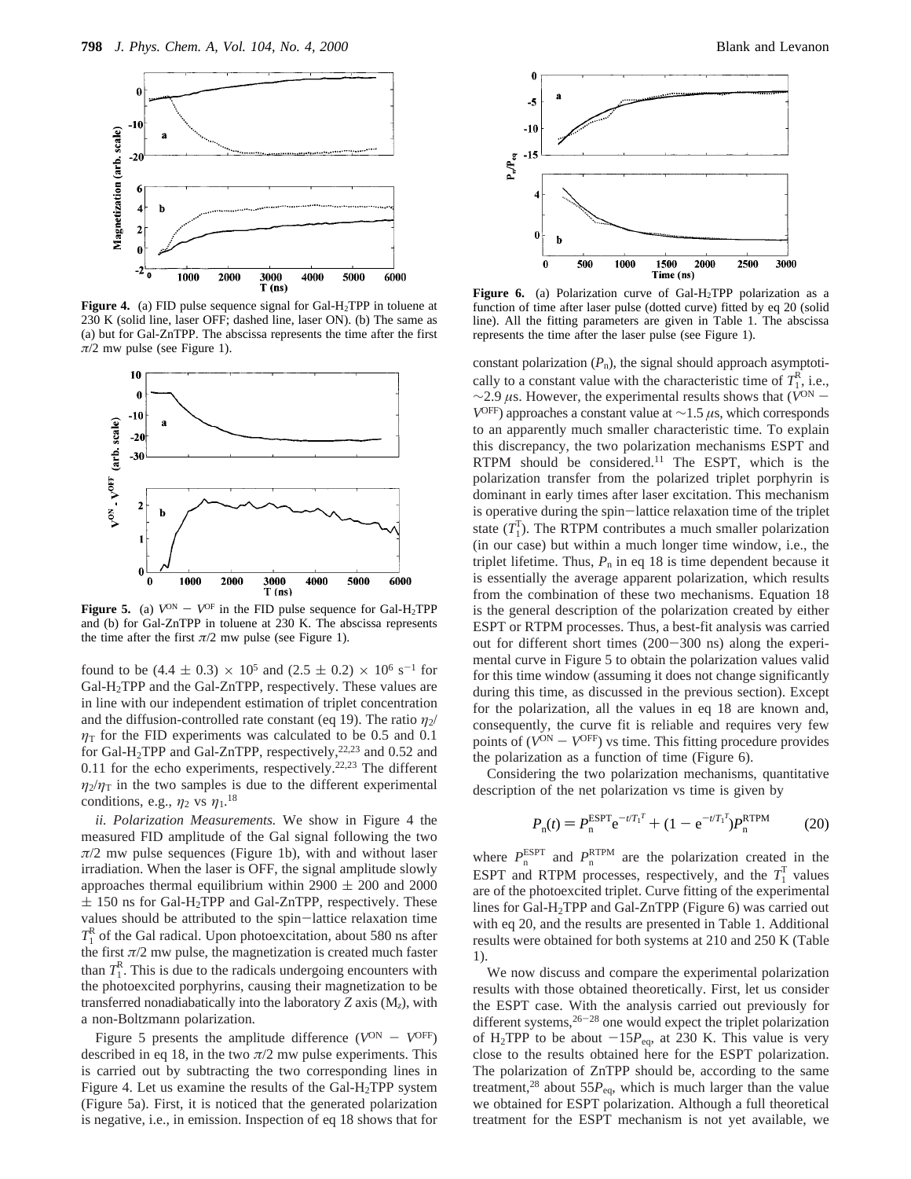**Figure 4.** (a) FID pulse sequence signal for Gal-$H_2$TPP in toluene at 230 K (solid line, laser OFF; dashed line, laser ON). (b) The same as (a) but for Gal-ZnTPP. The abscissa represents the time after the first $\pi/2$ mw pulse (see Figure 1).

**Figure 5.** (a) $V^{ON} - V^{OF}$ in the FID pulse sequence for Gal-$H_2$TPP and (b) for Gal-ZnTPP in toluene at 230 K. The abscissa represents the time after the first $\pi/2$ mw pulse (see Figure 1).

found to be $(4.4 \pm 0.3) \times 10^5$ and $(2.5 \pm 0.2) \times 10^6$ s$^{-1}$ for Gal-$H_2$TPP and the Gal-ZnTPP, respectively. These values are in line with our independent estimation of triplet concentration and the diffusion-controlled rate constant (eq 19). The ratio $\eta_2/\eta_T$ for the FID experiments was calculated to be 0.5 and 0.1 for Gal-$H_2$TPP and Gal-ZnTPP, respectively,[22,23] and 0.52 and 0.11 for the echo experiments, respectively.[22,23] The different $\eta_2/\eta_T$ in the two samples is due to the different experimental conditions, e.g., $\eta_2$ vs $\eta_1$.[18]

*ii. Polarization Measurements.* We show in Figure 4 the measured FID amplitude of the Gal signal following the two $\pi/2$ mw pulse sequences (Figure 1b), with and without laser irradiation. When the laser is OFF, the signal amplitude slowly approaches thermal equilibrium within 2900 ± 200 and 2000 ± 150 ns for Gal-$H_2$TPP and Gal-ZnTPP, respectively. These values should be attributed to the spin–lattice relaxation time $T_1^R$ of the Gal radical. Upon photoexcitation, about 580 ns after the first $\pi/2$ mw pulse, the magnetization is created much faster than $T_1^R$. This is due to the radicals undergoing encounters with the photoexcited porphyrins, causing their magnetization to be transferred nonadiabatically into the laboratory *Z* axis ($M_z$), with a non-Boltzmann polarization.

Figure 5 presents the amplitude difference ($V^{ON} - V^{OFF}$) described in eq 18, in the two $\pi/2$ mw pulse experiments. This is carried out by subtracting the two corresponding lines in Figure 4. Let us examine the results of the Gal-$H_2$TPP system (Figure 5a). First, it is noticed that the generated polarization is negative, i.e., in emission. Inspection of eq 18 shows that for constant polarization ($P_n$), the signal should approach asymptotically to a constant value with the characteristic time of $T_1^R$, i.e., ~2.9 $\mu$s. However, the experimental results shows that ($V^{ON} - V^{OFF}$) approaches a constant value at ~1.5 $\mu$s, which corresponds to an apparently much smaller characteristic time. To explain this discrepancy, the two polarization mechanisms ESPT and RTPM should be considered.[11] The ESPT, which is the polarization transfer from the polarized triplet porphyrin is dominant in early times after laser excitation. This mechanism is operative during the spin–lattice relaxation time of the triplet state ($T_1^T$). The RTPM contributes a much smaller polarization (in our case) but within a much longer time window, i.e., the triplet lifetime. Thus, $P_n$ in eq 18 is time dependent because it is essentially the average apparent polarization, which results from the combination of these two mechanisms. Equation 18 is the general description of the polarization created by either ESPT or RTPM processes. Thus, a best-fit analysis was carried out for different short times (200–300 ns) along the experimental curve in Figure 5 to obtain the polarization values valid for this time window (assuming it does not change significantly during this time, as discussed in the previous section). Except for the polarization, all the values in eq 18 are known and, consequently, the curve fit is reliable and requires very few points of ($V^{ON} - V^{OFF}$) vs time. This fitting procedure provides the polarization as a function of time (Figure 6).

**Figure 6.** (a) Polarization curve of Gal-$H_2$TPP polarization as a function of time after laser pulse (dotted curve) fitted by eq 20 (solid line). All the fitting parameters are given in Table 1. The abscissa represents the time after the laser pulse (see Figure 1).

Considering the two polarization mechanisms, quantitative description of the net polarization vs time is given by

$$P_n(t) = P_n^{ESPT} e^{-t/T_1^T} + (1 - e^{-t/T_1^T}) P_n^{RTPM} \tag{20}$$

where $P_n^{ESPT}$ and $P_n^{RTPM}$ are the polarization created in the ESPT and RTPM processes, respectively, and the $T_1^T$ values are of the photoexcited triplet. Curve fitting of the experimental lines for Gal-$H_2$TPP and Gal-ZnTPP (Figure 6) was carried out with eq 20, and the results are presented in Table 1. Additional results were obtained for both systems at 210 and 250 K (Table 1).

We now discuss and compare the experimental polarization results with those obtained theoretically. First, let us consider the ESPT case. With the analysis carried out previously for different systems,[26–28] one would expect the triplet polarization of $H_2$TPP to be about $-15P_{eq}$, at 230 K. This value is very close to the results obtained here for the ESPT polarization. The polarization of ZnTPP should be, according to the same treatment,[28] about $55P_{eq}$, which is much larger than the value we obtained for ESPT polarization. Although a full theoretical treatment for the ESPT mechanism is not yet available, we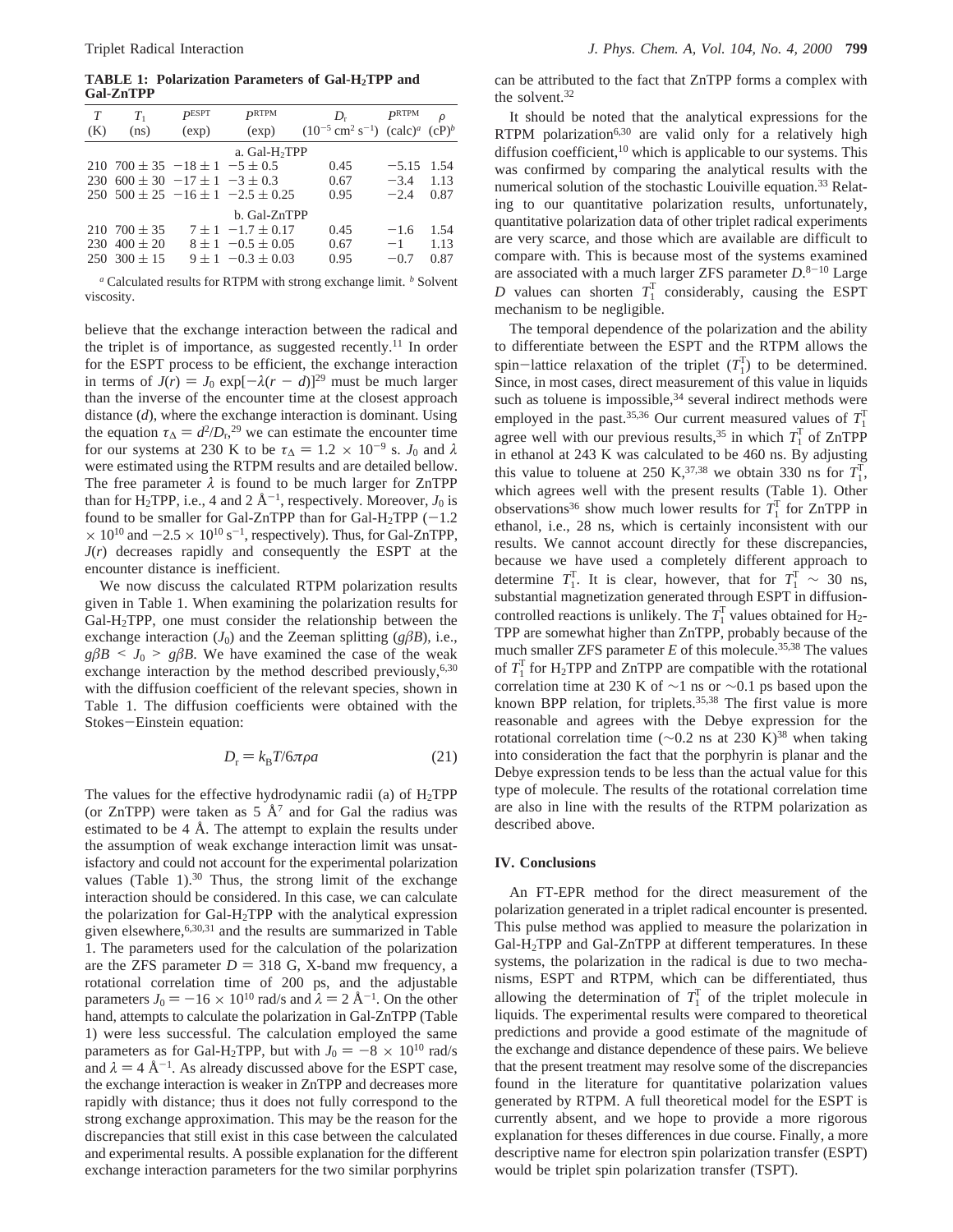**TABLE 1: Polarization Parameters of Gal-$H_2$TPP and Gal-ZnTPP**

| $T$ (K) | $T_1$ (ns) | $P^{ESPT}$ (exp) | $P^{RTPM}$ (exp) | $D_r$ ($10^{-5}$ cm$^2$ s$^{-1}$) | $P^{RTPM}$ (calc)$^a$ | $\rho$ (cP)$^b$ |
|---|---|---|---|---|---|---|
| a. Gal-$H_2$TPP | | | | | | |
| 210 | 700 ± 35 | −18 ± 1 | −5 ± 0.5 | 0.45 | −5.15 | 1.54 |
| 230 | 600 ± 30 | −17 ± 1 | −3 ± 0.3 | 0.67 | −3.4 | 1.13 |
| 250 | 500 ± 25 | −16 ± 1 | −2.5 ± 0.25 | 0.95 | −2.4 | 0.87 |
| b. Gal-ZnTPP | | | | | | |
| 210 | 700 ± 35 | 7 ± 1 | −1.7 ± 0.17 | 0.45 | −1.6 | 1.54 |
| 230 | 400 ± 20 | 8 ± 1 | −0.5 ± 0.05 | 0.67 | −1 | 1.13 |
| 250 | 300 ± 15 | 9 ± 1 | −0.3 ± 0.03 | 0.95 | −0.7 | 0.87 |

$^a$ Calculated results for RTPM with strong exchange limit. $^b$ Solvent viscosity.

believe that the exchange interaction between the radical and the triplet is of importance, as suggested recently.[11] In order for the ESPT process to be efficient, the exchange interaction in terms of $J(r) = J_0 \exp[-\lambda(r - d)]$[29] must be much larger than the inverse of the encounter time at the closest approach distance ($d$), where the exchange interaction is dominant. Using the equation $\tau_\Delta = d^2/D_r$,[29] we can estimate the encounter time for our systems at 230 K to be $\tau_\Delta = 1.2 \times 10^{-9}$ s. $J_0$ and $\lambda$ were estimated using the RTPM results and are detailed bellow. The free parameter $\lambda$ is found to be much larger for ZnTPP than for $H_2$TPP, i.e., 4 and 2 Å$^{-1}$, respectively. Moreover, $J_0$ is found to be smaller for Gal-ZnTPP than for Gal-$H_2$TPP ($-1.2 \times 10^{10}$ and $-2.5 \times 10^{10}$ s$^{-1}$, respectively). Thus, for Gal-ZnTPP, $J(r)$ decreases rapidly and consequently the ESPT at the encounter distance is inefficient.

We now discuss the calculated RTPM polarization results given in Table 1. When examining the polarization results for Gal-$H_2$TPP, one must consider the relationship between the exchange interaction ($J_0$) and the Zeeman splitting ($g\beta B$), i.e., $g\beta B < J_0 > g\beta B$. We have examined the case of the weak exchange interaction by the method described previously,[6,30] with the diffusion coefficient of the relevant species, shown in Table 1. The diffusion coefficients were obtained with the Stokes−Einstein equation:

$$D_r = k_B T / 6\pi\rho a \tag{21}$$

The values for the effective hydrodynamic radii (a) of $H_2$TPP (or ZnTPP) were taken as 5 Å[7] and for Gal the radius was estimated to be 4 Å. The attempt to explain the results under the assumption of weak exchange interaction limit was unsatisfactory and could not account for the experimental polarization values (Table 1).[30] Thus, the strong limit of the exchange interaction should be considered. In this case, we can calculate the polarization for Gal-$H_2$TPP with the analytical expression given elsewhere,[6,30,31] and the results are summarized in Table 1. The parameters used for the calculation of the polarization are the ZFS parameter $D = 318$ G, X-band mw frequency, a rotational correlation time of 200 ps, and the adjustable parameters $J_0 = -16 \times 10^{10}$ rad/s and $\lambda = 2$ Å$^{-1}$. On the other hand, attempts to calculate the polarization in Gal-ZnTPP (Table 1) were less successful. The calculation employed the same parameters as for Gal-$H_2$TPP, but with $J_0 = -8 \times 10^{10}$ rad/s and $\lambda = 4$ Å$^{-1}$. As already discussed above for the ESPT case, the exchange interaction is weaker in ZnTPP and decreases more rapidly with distance; thus it does not fully correspond to the strong exchange approximation. This may be the reason for the discrepancies that still exist in this case between the calculated and experimental results. A possible explanation for the different exchange interaction parameters for the two similar porphyrins can be attributed to the fact that ZnTPP forms a complex with the solvent.[32]

It should be noted that the analytical expressions for the RTPM polarization[6,30] are valid only for a relatively high diffusion coefficient,[10] which is applicable to our systems. This was confirmed by comparing the analytical results with the numerical solution of the stochastic Louiville equation.[33] Relating to our quantitative polarization results, unfortunately, quantitative polarization data of other triplet radical experiments are very scarce, and those which are available are difficult to compare with. This is because most of the systems examined are associated with a much larger ZFS parameter $D$.[8−10] Large $D$ values can shorten $T_1^T$ considerably, causing the ESPT mechanism to be negligible.

The temporal dependence of the polarization and the ability to differentiate between the ESPT and the RTPM allows the spin−lattice relaxation of the triplet ($T_1^T$) to be determined. Since, in most cases, direct measurement of this value in liquids such as toluene is impossible,[34] several indirect methods were employed in the past.[35,36] Our current measured values of $T_1^T$ agree well with our previous results,[35] in which $T_1^T$ of ZnTPP in ethanol at 243 K was calculated to be 460 ns. By adjusting this value to toluene at 250 K,[37,38] we obtain 330 ns for $T_1^T$, which agrees well with the present results (Table 1). Other observations[36] show much lower results for $T_1^T$ for ZnTPP in ethanol, i.e., 28 ns, which is certainly inconsistent with our results. We cannot account directly for these discrepancies, because we have used a completely different approach to determine $T_1^T$. It is clear, however, that for $T_1^T \sim 30$ ns, substantial magnetization generated through ESPT in diffusion-controlled reactions is unlikely. The $T_1^T$ values obtained for $H_2$TPP are somewhat higher than ZnTPP, probably because of the much smaller ZFS parameter $E$ of this molecule.[35,38] The values of $T_1^T$ for $H_2$TPP and ZnTPP are compatible with the rotational correlation time at 230 K of ∼1 ns or ∼0.1 ps based upon the known BPP relation, for triplets.[35,38] The first value is more reasonable and agrees with the Debye expression for the rotational correlation time (∼0.2 ns at 230 K)[38] when taking into consideration the fact that the porphyrin is planar and the Debye expression tends to be less than the actual value for this type of molecule. The results of the rotational correlation time are also in line with the results of the RTPM polarization as described above.

## IV. Conclusions

An FT-EPR method for the direct measurement of the polarization generated in a triplet radical encounter is presented. This pulse method was applied to measure the polarization in Gal-$H_2$TPP and Gal-ZnTPP at different temperatures. In these systems, the polarization in the radical is due to two mechanisms, ESPT and RTPM, which can be differentiated, thus allowing the determination of $T_1^T$ of the triplet molecule in liquids. The experimental results were compared to theoretical predictions and provide a good estimate of the magnitude of the exchange and distance dependence of these pairs. We believe that the present treatment may resolve some of the discrepancies found in the literature for quantitative polarization values generated by RTPM. A full theoretical model for the ESPT is currently absent, and we hope to provide a more rigorous explanation for theses differences in due course. Finally, a more descriptive name for electron spin polarization transfer (ESPT) would be triplet spin polarization transfer (TSPT).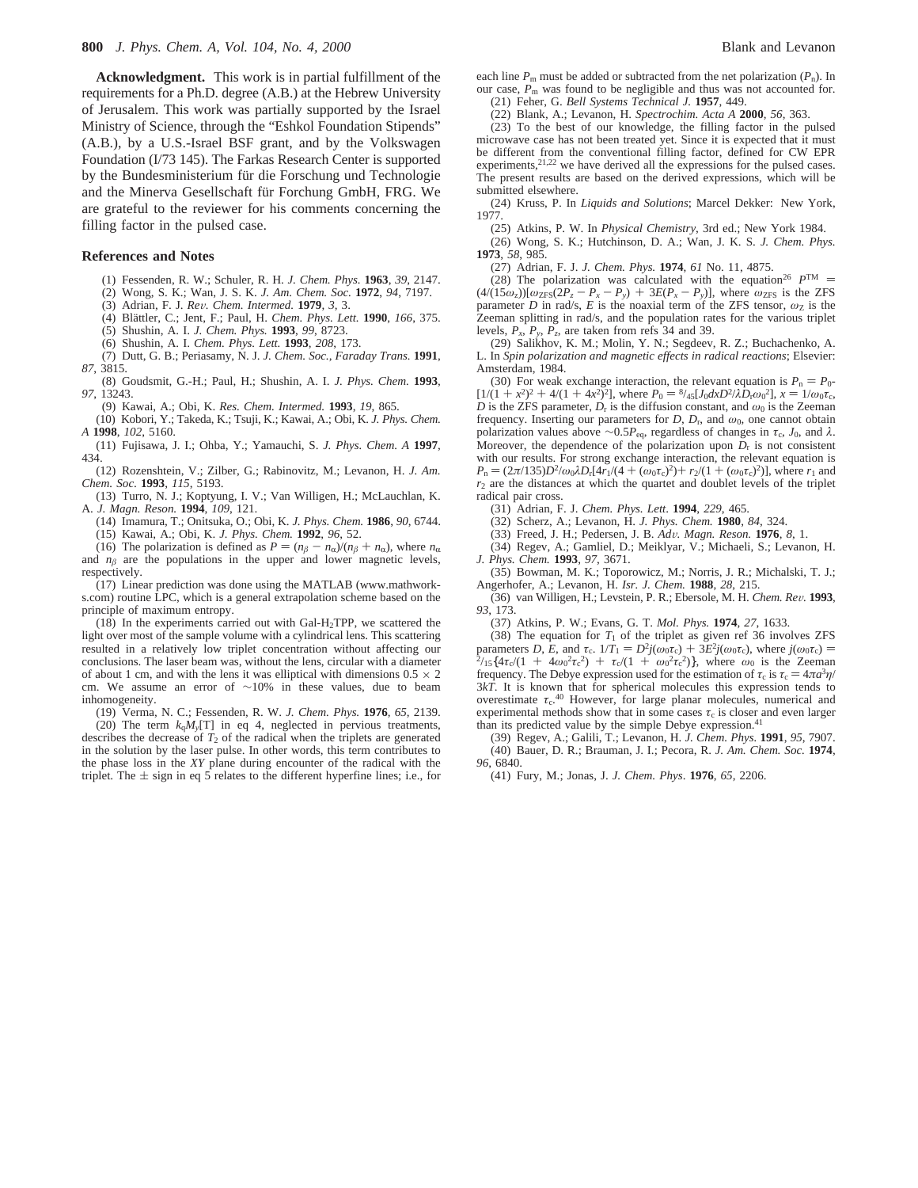**Acknowledgment.** This work is in partial fulfillment of the requirements for a Ph.D. degree (A.B.) at the Hebrew University of Jerusalem. This work was partially supported by the Israel Ministry of Science, through the "Eshkol Foundation Stipends" (A.B.), by a U.S.-Israel BSF grant, and by the Volkswagen Foundation (I/73 145). The Farkas Research Center is supported by the Bundesministerium für die Forschung und Technologie and the Minerva Gesellschaft für Forchung GmbH, FRG. We are grateful to the reviewer for his comments concerning the filling factor in the pulsed case.

## References and Notes

(1) Fessenden, R. W.; Schuler, R. H. *J. Chem. Phys.* **1963**, *39*, 2147.

(2) Wong, S. K.; Wan, J. S. K. *J. Am. Chem. Soc.* **1972**, *94*, 7197.

(3) Adrian, F. J. *Rev. Chem. Intermed.* **1979**, *3*, 3.

(4) Blättler, C.; Jent, F.; Paul, H. *Chem. Phys. Lett.* **1990**, *166*, 375.

(5) Shushin, A. I. *J. Chem. Phys.* **1993**, *99*, 8723.

(6) Shushin, A. I. *Chem. Phys. Lett.* **1993**, *208*, 173.

(7) Dutt, G. B.; Periasamy, N. J. *J. Chem. Soc., Faraday Trans.* **1991**, *87*, 3815.

(8) Goudsmit, G.-H.; Paul, H.; Shushin, A. I. *J. Phys. Chem.* **1993**, *97*, 13243.

(9) Kawai, A.; Obi, K. *Res. Chem. Intermed.* **1993**, *19*, 865.

(10) Kobori, Y.; Takeda, K.; Tsuji, K.; Kawai, A.; Obi, K. *J. Phys. Chem. A* **1998**, *102*, 5160.

(11) Fujisawa, J. I.; Ohba, Y.; Yamauchi, S. *J. Phys. Chem. A* **1997**, 434.

(12) Rozenshtein, V.; Zilber, G.; Rabinovitz, M.; Levanon, H. *J. Am. Chem. Soc.* **1993**, *115*, 5193.

(13) Turro, N. J.; Koptyung, I. V.; Van Willigen, H.; McLauchlan, K. A. *J. Magn. Reson.* **1994**, *109*, 121.

(14) Imamura, T.; Onitsuka, O.; Obi, K. *J. Phys. Chem.* **1986**, *90*, 6744.

(15) Kawai, A.; Obi, K. *J. Phys. Chem.* **1992**, *96*, 52.

(16) The polarization is defined as $P = (n_\beta - n_\alpha)/(n_\beta + n_\alpha)$, where $n_\alpha$ and $n_\beta$ are the populations in the upper and lower magnetic levels, respectively.

(17) Linear prediction was done using the MATLAB (www.mathworks.com) routine LPC, which is a general extrapolation scheme based on the principle of maximum entropy.

(18) In the experiments carried out with Gal-$H_2$TPP, we scattered the light over most of the sample volume with a cylindrical lens. This scattering resulted in a relatively low triplet concentration without affecting our conclusions. The laser beam was, without the lens, circular with a diameter of about 1 cm, and with the lens it was elliptical with dimensions 0.5 × 2 cm. We assume an error of ~10% in these values, due to beam inhomogeneity.

(19) Verma, N. C.; Fessenden, R. W. *J. Chem. Phys.* **1976**, *65*, 2139.

(20) The term $k_q M_y[\mathrm{T}]$ in eq 4, neglected in pervious treatments, describes the decrease of $T_2$ of the radical when the triplets are generated in the solution by the laser pulse. In other words, this term contributes to the phase loss in the *XY* plane during encounter of the radical with the triplet. The ± sign in eq 5 relates to the different hyperfine lines; i.e., for each line $P_m$ must be added or subtracted from the net polarization ($P_n$). In our case, $P_m$ was found to be negligible and thus was not accounted for.

(21) Feher, G. *Bell Systems Technical J.* **1957**, 449.

(22) Blank, A.; Levanon, H. *Spectrochim. Acta A* **2000**, *56*, 363.

(23) To the best of our knowledge, the filling factor in the pulsed microwave case has not been treated yet. Since it is expected that it must be different from the conventional filling factor, defined for CW EPR experiments,[21,22] we have derived all the expressions for the pulsed cases. The present results are based on the derived expressions, which will be submitted elsewhere.

(24) Kruss, P. In *Liquids and Solutions*; Marcel Dekker: New York, 1977.

(25) Atkins, P. W. In *Physical Chemistry*, 3rd ed.; New York 1984.

(26) Wong, S. K.; Hutchinson, D. A.; Wan, J. K. S. *J. Chem. Phys.* **1973**, *58*, 985.

(27) Adrian, F. J. *J. Chem. Phys.* **1974**, *61* No. 11, 4875.

(28) The polarization was calculated with the equation[26] $P^{\mathrm{TM}} = (4/(15\omega_z))[\omega_{\mathrm{ZFS}}(2P_z - P_x - P_y) + 3E(P_x - P_y)]$, where $\omega_{\mathrm{ZFS}}$ is the ZFS parameter $D$ in rad/s, $E$ is the noaxial term of the ZFS tensor, $\omega_Z$ is the Zeeman splitting in rad/s, and the population rates for the various triplet levels, $P_x$, $P_y$, $P_z$, are taken from refs 34 and 39.

(29) Salikhov, K. M.; Molin, Y. N.; Segdeev, R. Z.; Buchachenko, A. L. In *Spin polarization and magnetic effects in radical reactions*; Elsevier: Amsterdam, 1984.

(30) For weak exchange interaction, the relevant equation is $P_n = P_0[1/(1 + x^2)^2 + 4/(1 + 4x^2)^2]$, where $P_0 = {}^{8}/_{45}[J_0 dxD^2/\lambda D_r\omega_0^2]$, $x = 1/\omega_0\tau_c$, $D$ is the ZFS parameter, $D_r$ is the diffusion constant, and $\omega_0$ is the Zeeman frequency. Inserting our parameters for $D$, $D_r$, and $\omega_0$, one cannot obtain polarization values above $\sim 0.5P_{\mathrm{eq}}$, regardless of changes in $\tau_c$, $J_0$, and $\lambda$. Moreover, the dependence of the polarization upon $D_r$ is not consistent with our results. For strong exchange interaction, the relevant equation is $P_n = (2\pi/135)D^2/\omega_0\lambda D_r[4r_1/(4 + (\omega_0\tau_c)^2) + r_2/(1 + (\omega_0\tau_c)^2)]$, where $r_1$ and $r_2$ are the distances at which the quartet and doublet levels of the triplet radical pair cross.

(31) Adrian, F. J. *Chem. Phys. Lett.* **1994**, *229*, 465.

(32) Scherz, A.; Levanon, H. *J. Phys. Chem.* **1980**, *84*, 324.

(33) Freed, J. H.; Pedersen, J. B. *Adv. Magn. Reson.* **1976**, *8*, 1.

(34) Regev, A.; Gamliel, D.; Meiklyar, V.; Michaeli, S.; Levanon, H. *J. Phys. Chem.* **1993**, *97*, 3671.

(35) Bowman, M. K.; Toporowicz, M.; Norris, J. R.; Michalski, T. J.; Angerhofer, A.; Levanon, H. *Isr. J. Chem.* **1988**, *28*, 215.

(36) van Willigen, H.; Levstein, P. R.; Ebersole, M. H. *Chem. Rev.* **1993**, *93*, 173.

(37) Atkins, P. W.; Evans, G. T. *Mol. Phys.* **1974**, *27*, 1633.

(38) The equation for $T_1$ of the triplet as given ref 36 involves ZFS parameters $D$, $E$, and $\tau_c$. $1/T_1 = D^2 j(\omega_0\tau_c) + 3E^2 j(\omega_0\tau_c)$, where $j(\omega_0\tau_c) = {}^{2}/_{15}\{4\tau_c/(1 + 4\omega_0^2\tau_c^2) + \tau_c/(1 + \omega_0^2\tau_c^2)\}$, where $\omega_0$ is the Zeeman frequency. The Debye expression used for the estimation of $\tau_c$ is $\tau_c = 4\pi a^3\eta/3kT$. It is known that for spherical molecules this expression tends to overestimate $\tau_c$.[40] However, for large planar molecules, numerical and experimental methods show that in some cases $\tau_c$ is closer and even larger than its predicted value by the simple Debye expression.[41]

(39) Regev, A.; Galili, T.; Levanon, H. *J. Chem. Phys.* **1991**, *95*, 7907.

(40) Bauer, D. R.; Brauman, J. I.; Pecora, R. *J. Am. Chem. Soc.* **1974**, *96*, 6840.

(41) Fury, M.; Jonas, J. *J. Chem. Phys.* **1976**, *65*, 2206.